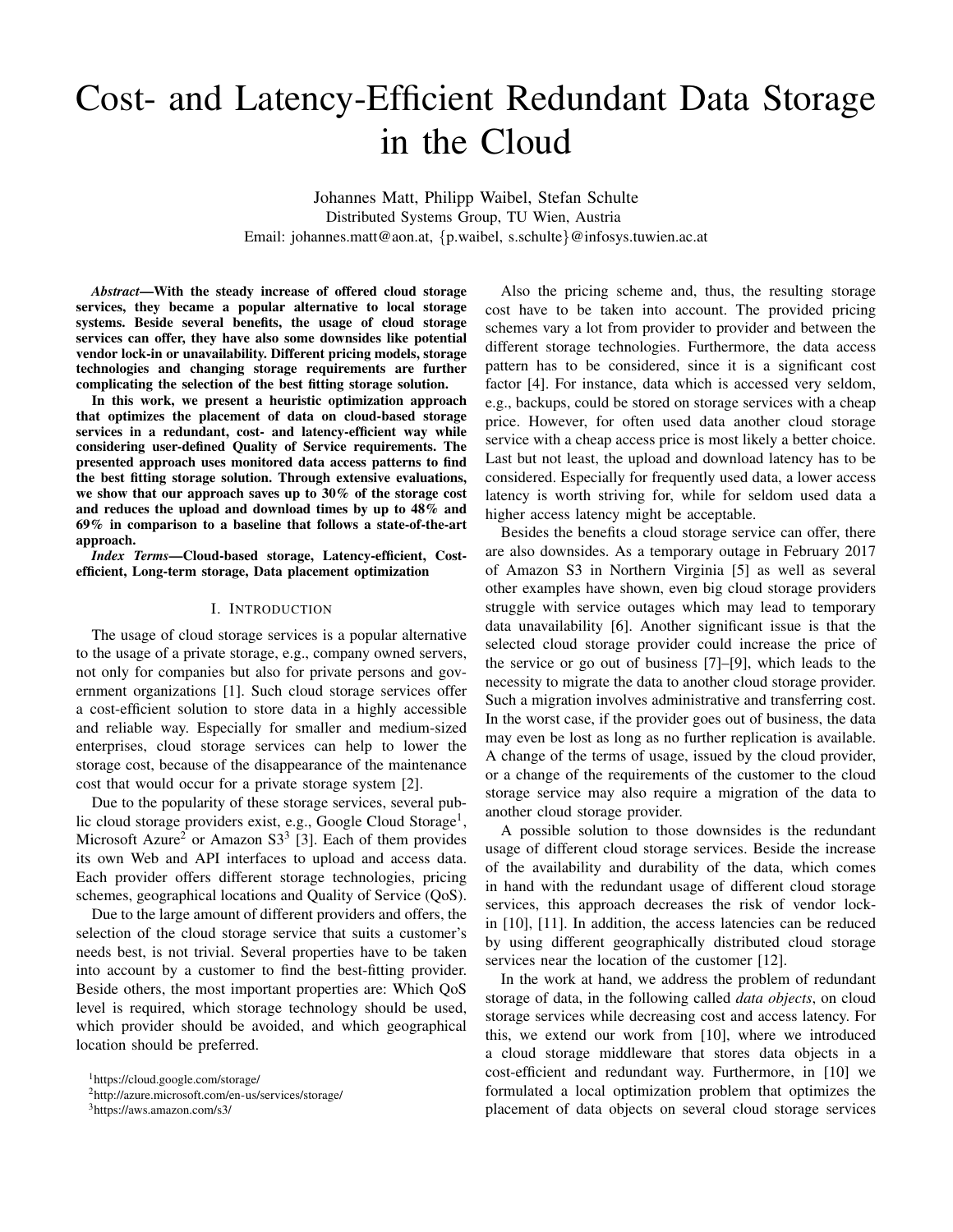# Cost- and Latency-Efficient Redundant Data Storage in the Cloud

Johannes Matt, Philipp Waibel, Stefan Schulte
Distributed Systems Group, TU Wien, Austria
Email: johannes.matt@aon.at, {p.waibel, s.schulte}@infosys.tuwien.ac.at

***Abstract*—With the steady increase of offered cloud storage services, they became a popular alternative to local storage systems. Beside several benefits, the usage of cloud storage services can offer, they have also some downsides like potential vendor lock-in or unavailability. Different pricing models, storage technologies and changing storage requirements are further complicating the selection of the best fitting storage solution.**

**In this work, we present a heuristic optimization approach that optimizes the placement of data on cloud-based storage services in a redundant, cost- and latency-efficient way while considering user-defined Quality of Service requirements. The presented approach uses monitored data access patterns to find the best fitting storage solution. Through extensive evaluations, we show that our approach saves up to 30% of the storage cost and reduces the upload and download times by up to 48% and 69% in comparison to a baseline that follows a state-of-the-art approach.**

***Index Terms*—Cloud-based storage, Latency-efficient, Cost-efficient, Long-term storage, Data placement optimization**

## I. Introduction

The usage of cloud storage services is a popular alternative to the usage of a private storage, e.g., company owned servers, not only for companies but also for private persons and government organizations [1]. Such cloud storage services offer a cost-efficient solution to store data in a highly accessible and reliable way. Especially for smaller and medium-sized enterprises, cloud storage services can help to lower the storage cost, because of the disappearance of the maintenance cost that would occur for a private storage system [2].

Due to the popularity of these storage services, several public cloud storage providers exist, e.g., Google Cloud Storage[1], Microsoft Azure[2] or Amazon S3[3] [3]. Each of them provides its own Web and API interfaces to upload and access data. Each provider offers different storage technologies, pricing schemes, geographical locations and Quality of Service (QoS).

Due to the large amount of different providers and offers, the selection of the cloud storage service that suits a customer's needs best, is not trivial. Several properties have to be taken into account by a customer to find the best-fitting provider. Beside others, the most important properties are: Which QoS level is required, which storage technology should be used, which provider should be avoided, and which geographical location should be preferred.

Also the pricing scheme and, thus, the resulting storage cost have to be taken into account. The provided pricing schemes vary a lot from provider to provider and between the different storage technologies. Furthermore, the data access pattern has to be considered, since it is a significant cost factor [4]. For instance, data which is accessed very seldom, e.g., backups, could be stored on storage services with a cheap price. However, for often used data another cloud storage service with a cheap access price is most likely a better choice. Last but not least, the upload and download latency has to be considered. Especially for frequently used data, a lower access latency is worth striving for, while for seldom used data a higher access latency might be acceptable.

Besides the benefits a cloud storage service can offer, there are also downsides. As a temporary outage in February 2017 of Amazon S3 in Northern Virginia [5] as well as several other examples have shown, even big cloud storage providers struggle with service outages which may lead to temporary data unavailability [6]. Another significant issue is that the selected cloud storage provider could increase the price of the service or go out of business [7]–[9], which leads to the necessity to migrate the data to another cloud storage provider. Such a migration involves administrative and transferring cost. In the worst case, if the provider goes out of business, the data may even be lost as long as no further replication is available. A change of the terms of usage, issued by the cloud provider, or a change of the requirements of the customer to the cloud storage service may also require a migration of the data to another cloud storage provider.

A possible solution to those downsides is the redundant usage of different cloud storage services. Beside the increase of the availability and durability of the data, which comes in hand with the redundant usage of different cloud storage services, this approach decreases the risk of vendor lock-in [10], [11]. In addition, the access latencies can be reduced by using different geographically distributed cloud storage services near the location of the customer [12].

In the work at hand, we address the problem of redundant storage of data, in the following called *data objects*, on cloud storage services while decreasing cost and access latency. For this, we extend our work from [10], where we introduced a cloud storage middleware that stores data objects in a cost-efficient and redundant way. Furthermore, in [10] we formulated a local optimization problem that optimizes the placement of data objects on several cloud storage services

[1] https://cloud.google.com/storage/
[2] http://azure.microsoft.com/en-us/services/storage/
[3] https://aws.amazon.com/s3/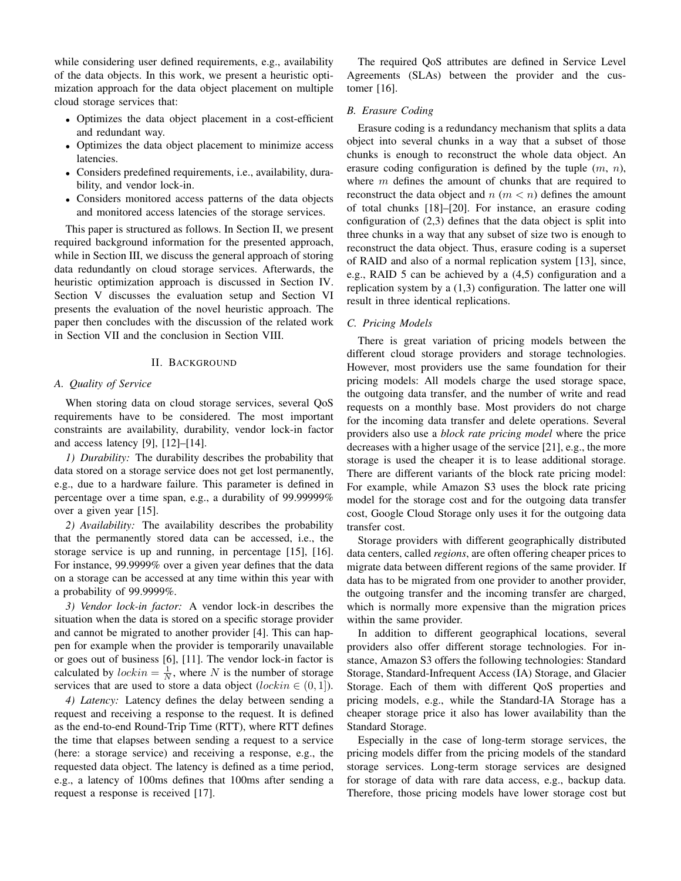while considering user defined requirements, e.g., availability of the data objects. In this work, we present a heuristic optimization approach for the data object placement on multiple cloud storage services that:

- Optimizes the data object placement in a cost-efficient and redundant way.
- Optimizes the data object placement to minimize access latencies.
- Considers predefined requirements, i.e., availability, durability, and vendor lock-in.
- Considers monitored access patterns of the data objects and monitored access latencies of the storage services.

This paper is structured as follows. In Section II, we present required background information for the presented approach, while in Section III, we discuss the general approach of storing data redundantly on cloud storage services. Afterwards, the heuristic optimization approach is discussed in Section IV. Section V discusses the evaluation setup and Section VI presents the evaluation of the novel heuristic approach. The paper then concludes with the discussion of the related work in Section VII and the conclusion in Section VIII.

## II. Background

### A. Quality of Service

When storing data on cloud storage services, several QoS requirements have to be considered. The most important constraints are availability, durability, vendor lock-in factor and access latency [9], [12]–[14].

*1) Durability:* The durability describes the probability that data stored on a storage service does not get lost permanently, e.g., due to a hardware failure. This parameter is defined in percentage over a time span, e.g., a durability of 99.99999% over a given year [15].

*2) Availability:* The availability describes the probability that the permanently stored data can be accessed, i.e., the storage service is up and running, in percentage [15], [16]. For instance, 99.9999% over a given year defines that the data on a storage can be accessed at any time within this year with a probability of 99.9999%.

*3) Vendor lock-in factor:* A vendor lock-in describes the situation when the data is stored on a specific storage provider and cannot be migrated to another provider [4]. This can happen for example when the provider is temporarily unavailable or goes out of business [6], [11]. The vendor lock-in factor is calculated by $lockin = \frac{1}{N}$, where $N$ is the number of storage services that are used to store a data object ($lockin \in (0, 1]$).

*4) Latency:* Latency defines the delay between sending a request and receiving a response to the request. It is defined as the end-to-end Round-Trip Time (RTT), where RTT defines the time that elapses between sending a request to a service (here: a storage service) and receiving a response, e.g., the requested data object. The latency is defined as a time period, e.g., a latency of 100ms defines that 100ms after sending a request a response is received [17].

The required QoS attributes are defined in Service Level Agreements (SLAs) between the provider and the customer [16].

### B. Erasure Coding

Erasure coding is a redundancy mechanism that splits a data object into several chunks in a way that a subset of those chunks is enough to reconstruct the whole data object. An erasure coding configuration is defined by the tuple ($m$, $n$), where $m$ defines the amount of chunks that are required to reconstruct the data object and $n$ ($m < n$) defines the amount of total chunks [18]–[20]. For instance, an erasure coding configuration of (2,3) defines that the data object is split into three chunks in a way that any subset of size two is enough to reconstruct the data object. Thus, erasure coding is a superset of RAID and also of a normal replication system [13], since, e.g., RAID 5 can be achieved by a (4,5) configuration and a replication system by a (1,3) configuration. The latter one will result in three identical replications.

### C. Pricing Models

There is great variation of pricing models between the different cloud storage providers and storage technologies. However, most providers use the same foundation for their pricing models: All models charge the used storage space, the outgoing data transfer, and the number of write and read requests on a monthly base. Most providers do not charge for the incoming data transfer and delete operations. Several providers also use a *block rate pricing model* where the price decreases with a higher usage of the service [21], e.g., the more storage is used the cheaper it is to lease additional storage. There are different variants of the block rate pricing model: For example, while Amazon S3 uses the block rate pricing model for the storage cost and for the outgoing data transfer cost, Google Cloud Storage only uses it for the outgoing data transfer cost.

Storage providers with different geographically distributed data centers, called *regions*, are often offering cheaper prices to migrate data between different regions of the same provider. If data has to be migrated from one provider to another provider, the outgoing transfer and the incoming transfer are charged, which is normally more expensive than the migration prices within the same provider.

In addition to different geographical locations, several providers also offer different storage technologies. For instance, Amazon S3 offers the following storage technologies: Standard Storage, Standard-Infrequent Access (IA) Storage, and Glacier Storage. Each of them with different QoS properties and pricing models, e.g., while the Standard-IA Storage has a cheaper storage price it also has lower availability than the Standard Storage.

Especially in the case of long-term storage services, the pricing models differ from the pricing models of the standard storage services. Long-term storage services are designed for storage of data with rare data access, e.g., backup data. Therefore, those pricing models have lower storage cost but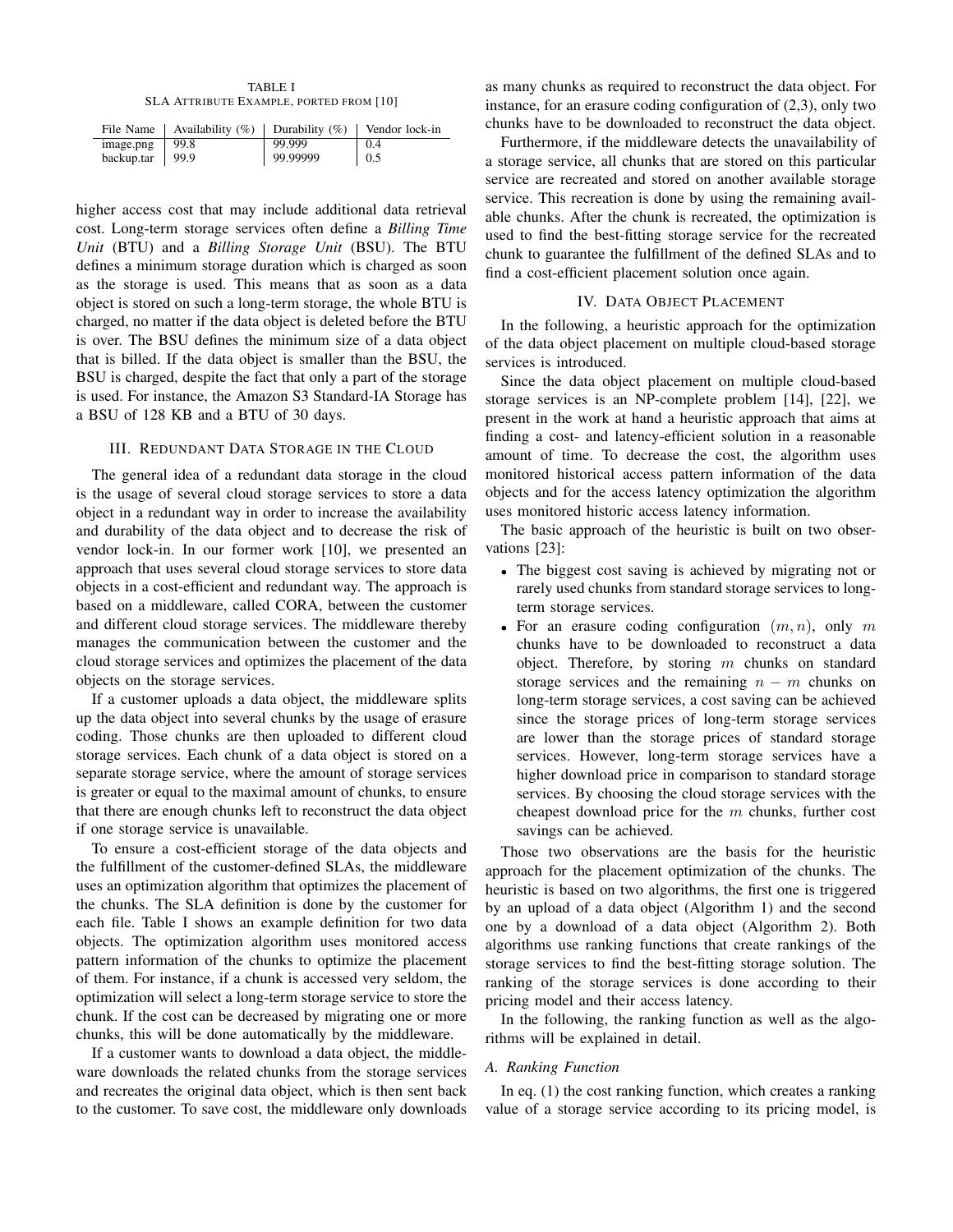TABLE I
SLA ATTRIBUTE EXAMPLE, PORTED FROM [10]

| File Name | Availability (%) | Durability (%) | Vendor lock-in |
|---|---|---|---|
| image.png | 99.8 | 99.999 | 0.4 |
| backup.tar | 99.9 | 99.99999 | 0.5 |

higher access cost that may include additional data retrieval cost. Long-term storage services often define a ***Billing Time Unit*** (BTU) and a ***Billing Storage Unit*** (BSU). The BTU defines a minimum storage duration which is charged as soon as the storage is used. This means that as soon as a data object is stored on such a long-term storage, the whole BTU is charged, no matter if the data object is deleted before the BTU is over. The BSU defines the minimum size of a data object that is billed. If the data object is smaller than the BSU, the BSU is charged, despite the fact that only a part of the storage is used. For instance, the Amazon S3 Standard-IA Storage has a BSU of 128 KB and a BTU of 30 days.

## III. REDUNDANT DATA STORAGE IN THE CLOUD

The general idea of a redundant data storage in the cloud is the usage of several cloud storage services to store a data object in a redundant way in order to increase the availability and durability of the data object and to decrease the risk of vendor lock-in. In our former work [10], we presented an approach that uses several cloud storage services to store data objects in a cost-efficient and redundant way. The approach is based on a middleware, called CORA, between the customer and different cloud storage services. The middleware thereby manages the communication between the customer and the cloud storage services and optimizes the placement of the data objects on the storage services.

If a customer uploads a data object, the middleware splits up the data object into several chunks by the usage of erasure coding. Those chunks are then uploaded to different cloud storage services. Each chunk of a data object is stored on a separate storage service, where the amount of storage services is greater or equal to the maximal amount of chunks, to ensure that there are enough chunks left to reconstruct the data object if one storage service is unavailable.

To ensure a cost-efficient storage of the data objects and the fulfillment of the customer-defined SLAs, the middleware uses an optimization algorithm that optimizes the placement of the chunks. The SLA definition is done by the customer for each file. Table I shows an example definition for two data objects. The optimization algorithm uses monitored access pattern information of the chunks to optimize the placement of them. For instance, if a chunk is accessed very seldom, the optimization will select a long-term storage service to store the chunk. If the cost can be decreased by migrating one or more chunks, this will be done automatically by the middleware.

If a customer wants to download a data object, the middleware downloads the related chunks from the storage services and recreates the original data object, which is then sent back to the customer. To save cost, the middleware only downloads as many chunks as required to reconstruct the data object. For instance, for an erasure coding configuration of (2,3), only two chunks have to be downloaded to reconstruct the data object.

Furthermore, if the middleware detects the unavailability of a storage service, all chunks that are stored on this particular service are recreated and stored on another available storage service. This recreation is done by using the remaining available chunks. After the chunk is recreated, the optimization is used to find the best-fitting storage service for the recreated chunk to guarantee the fulfillment of the defined SLAs and to find a cost-efficient placement solution once again.

## IV. DATA OBJECT PLACEMENT

In the following, a heuristic approach for the optimization of the data object placement on multiple cloud-based storage services is introduced.

Since the data object placement on multiple cloud-based storage services is an NP-complete problem [14], [22], we present in the work at hand a heuristic approach that aims at finding a cost- and latency-efficient solution in a reasonable amount of time. To decrease the cost, the algorithm uses monitored historical access pattern information of the data objects and for the access latency optimization the algorithm uses monitored historic access latency information.

The basic approach of the heuristic is built on two observations [23]:

- The biggest cost saving is achieved by migrating not or rarely used chunks from standard storage services to long-term storage services.
- For an erasure coding configuration $(m, n)$, only $m$ chunks have to be downloaded to reconstruct a data object. Therefore, by storing $m$ chunks on standard storage services and the remaining $n - m$ chunks on long-term storage services, a cost saving can be achieved since the storage prices of long-term storage services are lower than the storage prices of standard storage services. However, long-term storage services have a higher download price in comparison to standard storage services. By choosing the cloud storage services with the cheapest download price for the $m$ chunks, further cost savings can be achieved.

Those two observations are the basis for the heuristic approach for the placement optimization of the chunks. The heuristic is based on two algorithms, the first one is triggered by an upload of a data object (Algorithm 1) and the second one by a download of a data object (Algorithm 2). Both algorithms use ranking functions that create rankings of the storage services to find the best-fitting storage solution. The ranking of the storage services is done according to their pricing model and their access latency.

In the following, the ranking function as well as the algorithms will be explained in detail.

### A. Ranking Function

In eq. (1) the cost ranking function, which creates a ranking value of a storage service according to its pricing model, is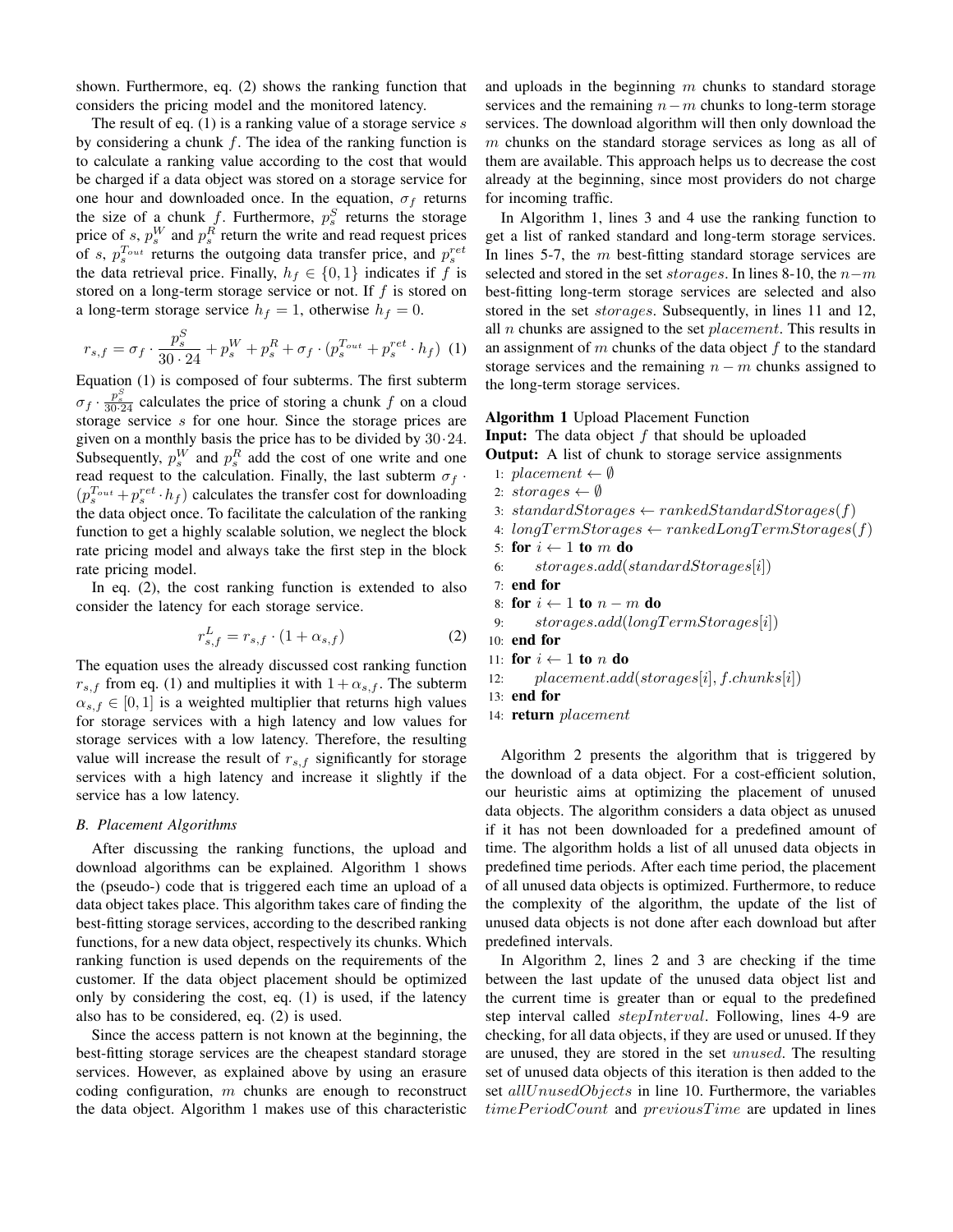shown. Furthermore, eq. (2) shows the ranking function that considers the pricing model and the monitored latency.

The result of eq. (1) is a ranking value of a storage service $s$ by considering a chunk $f$. The idea of the ranking function is to calculate a ranking value according to the cost that would be charged if a data object was stored on a storage service for one hour and downloaded once. In the equation, $\sigma_f$ returns the size of a chunk $f$. Furthermore, $p_s^S$ returns the storage price of $s$, $p_s^W$ and $p_s^R$ return the write and read request prices of $s$, $p_s^{T_{out}}$ returns the outgoing data transfer price, and $p_s^{ret}$ the data retrieval price. Finally, $h_f \in \{0, 1\}$ indicates if $f$ is stored on a long-term storage service or not. If $f$ is stored on a long-term storage service $h_f = 1$, otherwise $h_f = 0$.

$$r_{s,f} = \sigma_f \cdot \frac{p_s^S}{30 \cdot 24} + p_s^W + p_s^R + \sigma_f \cdot (p_s^{T_{out}} + p_s^{ret} \cdot h_f) \quad (1)$$

Equation (1) is composed of four subterms. The first subterm $\sigma_f \cdot \frac{p_s^S}{30 \cdot 24}$ calculates the price of storing a chunk $f$ on a cloud storage service $s$ for one hour. Since the storage prices are given on a monthly basis the price has to be divided by $30 \cdot 24$. Subsequently, $p_s^W$ and $p_s^R$ add the cost of one write and one read request to the calculation. Finally, the last subterm $\sigma_f \cdot (p_s^{T_{out}} + p_s^{ret} \cdot h_f)$ calculates the transfer cost for downloading the data object once. To facilitate the calculation of the ranking function to get a highly scalable solution, we neglect the block rate pricing model and always take the first step in the block rate pricing model.

In eq. (2), the cost ranking function is extended to also consider the latency for each storage service.

$$r_{s,f}^L = r_{s,f} \cdot (1 + \alpha_{s,f}) \quad (2)$$

The equation uses the already discussed cost ranking function $r_{s,f}$ from eq. (1) and multiplies it with $1 + \alpha_{s,f}$. The subterm $\alpha_{s,f} \in [0, 1]$ is a weighted multiplier that returns high values for storage services with a high latency and low values for storage services with a low latency. Therefore, the resulting value will increase the result of $r_{s,f}$ significantly for storage services with a high latency and increase it slightly if the service has a low latency.

### B. Placement Algorithms

After discussing the ranking functions, the upload and download algorithms can be explained. Algorithm 1 shows the (pseudo-) code that is triggered each time an upload of a data object takes place. This algorithm takes care of finding the best-fitting storage services, according to the described ranking functions, for a new data object, respectively its chunks. Which ranking function is used depends on the requirements of the customer. If the data object placement should be optimized only by considering the cost, eq. (1) is used, if the latency also has to be considered, eq. (2) is used.

Since the access pattern is not known at the beginning, the best-fitting storage services are the cheapest standard storage services. However, as explained above by using an erasure coding configuration, $m$ chunks are enough to reconstruct the data object. Algorithm 1 makes use of this characteristic and uploads in the beginning $m$ chunks to standard storage services and the remaining $n-m$ chunks to long-term storage services. The download algorithm will then only download the $m$ chunks on the standard storage services as long as all of them are available. This approach helps us to decrease the cost already at the beginning, since most providers do not charge for incoming traffic.

In Algorithm 1, lines 3 and 4 use the ranking function to get a list of ranked standard and long-term storage services. In lines 5-7, the $m$ best-fitting standard storage services are selected and stored in the set $storages$. In lines 8-10, the $n-m$ best-fitting long-term storage services are selected and also stored in the set $storages$. Subsequently, in lines 11 and 12, all $n$ chunks are assigned to the set $placement$. This results in an assignment of $m$ chunks of the data object $f$ to the standard storage services and the remaining $n-m$ chunks assigned to the long-term storage services.

**Algorithm 1** Upload Placement Function

**Input:** The data object $f$ that should be uploaded

**Output:** A list of chunk to storage service assignments

```
1:  placement ← ∅
2:  storages ← ∅
3:  standardStorages ← rankedStandardStorages(f)
4:  longTermStorages ← rankedLongTermStorages(f)
5:  for i ← 1 to m do
6:      storages.add(standardStorages[i])
7:  end for
8:  for i ← 1 to n − m do
9:      storages.add(longTermStorages[i])
10: end for
11: for i ← 1 to n do
12:     placement.add(storages[i], f.chunks[i])
13: end for
14: return placement
```

Algorithm 2 presents the algorithm that is triggered by the download of a data object. For a cost-efficient solution, our heuristic aims at optimizing the placement of unused data objects. The algorithm considers a data object as unused if it has not been downloaded for a predefined amount of time. The algorithm holds a list of all unused data objects in predefined time periods. After each time period, the placement of all unused data objects is optimized. Furthermore, to reduce the complexity of the algorithm, the update of the list of unused data objects is not done after each download but after predefined intervals.

In Algorithm 2, lines 2 and 3 are checking if the time between the last update of the unused data object list and the current time is greater than or equal to the predefined step interval called $stepInterval$. Following, lines 4-9 are checking, for all data objects, if they are used or unused. If they are unused, they are stored in the set $unused$. The resulting set of unused data objects of this iteration is then added to the set $allUnusedObjects$ in line 10. Furthermore, the variables $timePeriodCount$ and $previousTime$ are updated in lines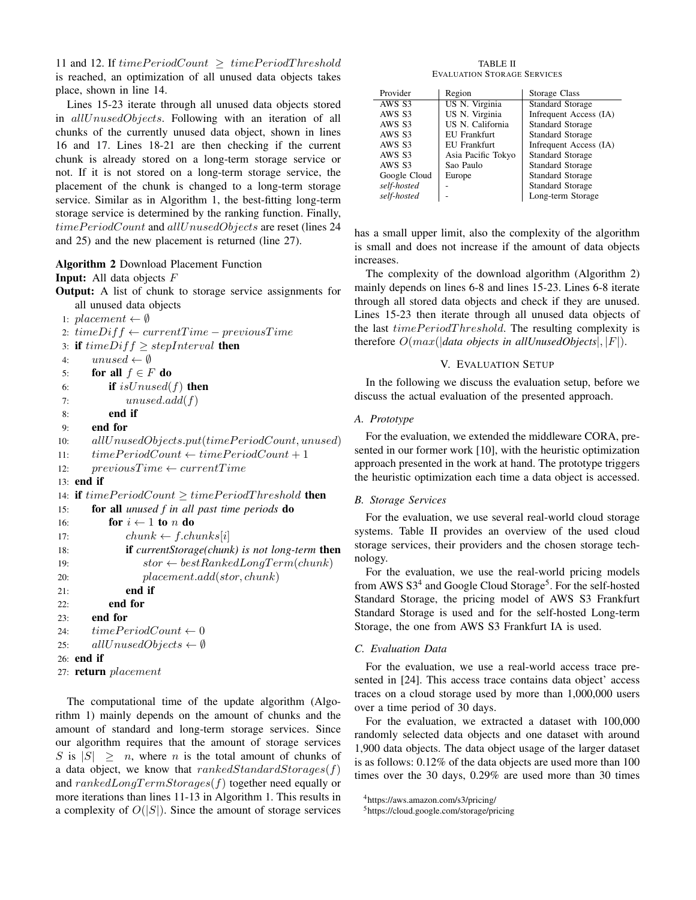11 and 12. If $timePeriodCount \geq timePeriodThreshold$ is reached, an optimization of all unused data objects takes place, shown in line 14.

Lines 15-23 iterate through all unused data objects stored in $allUnusedObjects$. Following with an iteration of all chunks of the currently unused data object, shown in lines 16 and 17. Lines 18-21 are then checking if the current chunk is already stored on a long-term storage service or not. If it is not stored on a long-term storage service, the placement of the chunk is changed to a long-term storage service. Similar as in Algorithm 1, the best-fitting long-term storage service is determined by the ranking function. Finally, $timePeriodCount$ and $allUnusedObjects$ are reset (lines 24 and 25) and the new placement is returned (line 27).

**Algorithm 2** Download Placement Function

**Input:** All data objects $F$

**Output:** A list of chunk to storage service assignments for all unused data objects

```
1: placement ← ∅
2: timeDiff ← currentTime − previousTime
3: if timeDiff ≥ stepInterval then
4:     unused ← ∅
5:     for all f ∈ F do
6:         if isUnused(f) then
7:             unused.add(f)
8:         end if
9:     end for
10:    allUnusedObjects.put(timePeriodCount, unused)
11:    timePeriodCount ← timePeriodCount + 1
12:    previousTime ← currentTime
13: end if
14: if timePeriodCount ≥ timePeriodThreshold then
15:    for all unused f in all past time periods do
16:        for i ← 1 to n do
17:            chunk ← f.chunks[i]
18:            if currentStorage(chunk) is not long-term then
19:                stor ← bestRankedLongTerm(chunk)
20:                placement.add(stor, chunk)
21:            end if
22:        end for
23:    end for
24:    timePeriodCount ← 0
25:    allUnusedObjects ← ∅
26: end if
27: return placement
```

The computational time of the update algorithm (Algorithm 1) mainly depends on the amount of chunks and the amount of standard and long-term storage services. Since our algorithm requires that the amount of storage services $S$ is $|S| \geq n$, where $n$ is the total amount of chunks of a data object, we know that $rankedStandardStorages(f)$ and $rankedLongTermStorages(f)$ together need equally or more iterations than lines 11-13 in Algorithm 1. This results in a complexity of $O(|S|)$. Since the amount of storage services has a small upper limit, also the complexity of the algorithm is small and does not increase if the amount of data objects increases.

The complexity of the download algorithm (Algorithm 2) mainly depends on lines 6-8 and lines 15-23. Lines 6-8 iterate through all stored data objects and check if they are unused. Lines 15-23 then iterate through all unused data objects of the last $timePeriodThreshold$. The resulting complexity is therefore $O(max(|\textit{data objects in allUnusedObjects}|, |F|)$.

TABLE II
EVALUATION STORAGE SERVICES

| Provider | Region | Storage Class |
|---|---|---|
| AWS S3 | US N. Virginia | Standard Storage |
| AWS S3 | US N. Virginia | Infrequent Access (IA) |
| AWS S3 | US N. California | Standard Storage |
| AWS S3 | EU Frankfurt | Standard Storage |
| AWS S3 | EU Frankfurt | Infrequent Access (IA) |
| AWS S3 | Asia Pacific Tokyo | Standard Storage |
| AWS S3 | Sao Paulo | Standard Storage |
| Google Cloud | Europe | Standard Storage |
| *self-hosted* | - | Standard Storage |
| *self-hosted* | - | Long-term Storage |

## V. Evaluation Setup

In the following we discuss the evaluation setup, before we discuss the actual evaluation of the presented approach.

### A. Prototype

For the evaluation, we extended the middleware CORA, presented in our former work [10], with the heuristic optimization approach presented in the work at hand. The prototype triggers the heuristic optimization each time a data object is accessed.

### B. Storage Services

For the evaluation, we use several real-world cloud storage systems. Table II provides an overview of the used cloud storage services, their providers and the chosen storage technology.

For the evaluation, we use the real-world pricing models from AWS S3[4] and Google Cloud Storage[5]. For the self-hosted Standard Storage, the pricing model of AWS S3 Frankfurt Standard Storage is used and for the self-hosted Long-term Storage, the one from AWS S3 Frankfurt IA is used.

### C. Evaluation Data

For the evaluation, we use a real-world access trace presented in [24]. This access trace contains data object' access traces on a cloud storage used by more than 1,000,000 users over a time period of 30 days.

For the evaluation, we extracted a dataset with 100,000 randomly selected data objects and one dataset with around 1,900 data objects. The data object usage of the larger dataset is as follows: 0.12% of the data objects are used more than 100 times over the 30 days, 0.29% are used more than 30 times

[4]https://aws.amazon.com/s3/pricing/

[5]https://cloud.google.com/storage/pricing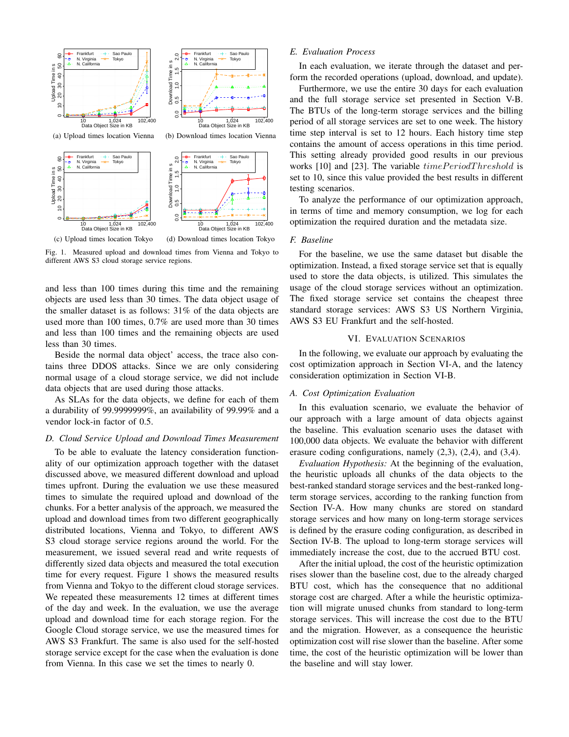(a) Upload times location Vienna

(b) Download times location Vienna

(c) Upload times location Tokyo

(d) Download times location Tokyo

Fig. 1. Measured upload and download times from Vienna and Tokyo to different AWS S3 cloud storage service regions.

and less than 100 times during this time and the remaining objects are used less than 30 times. The data object usage of the smaller dataset is as follows: 31% of the data objects are used more than 100 times, 0.7% are used more than 30 times and less than 100 times and the remaining objects are used less than 30 times.

Beside the normal data object' access, the trace also contains three DDOS attacks. Since we are only considering normal usage of a cloud storage service, we did not include data objects that are used during those attacks.

As SLAs for the data objects, we define for each of them a durability of 99.9999999%, an availability of 99.99% and a vendor lock-in factor of 0.5.

### D. Cloud Service Upload and Download Times Measurement

To be able to evaluate the latency consideration functionality of our optimization approach together with the dataset discussed above, we measured different download and upload times upfront. During the evaluation we use these measured times to simulate the required upload and download of the chunks. For a better analysis of the approach, we measured the upload and download times from two different geographically distributed locations, Vienna and Tokyo, to different AWS S3 cloud storage service regions around the world. For the measurement, we issued several read and write requests of differently sized data objects and measured the total execution time for every request. Figure 1 shows the measured results from Vienna and Tokyo to the different cloud storage services. We repeated these measurements 12 times at different times of the day and week. In the evaluation, we use the average upload and download time for each storage region. For the Google Cloud storage service, we use the measured times for AWS S3 Frankfurt. The same is also used for the self-hosted storage service except for the case when the evaluation is done from Vienna. In this case we set the times to nearly 0.

### E. Evaluation Process

In each evaluation, we iterate through the dataset and perform the recorded operations (upload, download, and update).

Furthermore, we use the entire 30 days for each evaluation and the full storage service set presented in Section V-B. The BTUs of the long-term storage services and the billing period of all storage services are set to one week. The history time step interval is set to 12 hours. Each history time step contains the amount of access operations in this time period. This setting already provided good results in our previous works [10] and [23]. The variable $timePeriodThreshold$ is set to 10, since this value provided the best results in different testing scenarios.

To analyze the performance of our optimization approach, in terms of time and memory consumption, we log for each optimization the required duration and the metadata size.

### F. Baseline

For the baseline, we use the same dataset but disable the optimization. Instead, a fixed storage service set that is equally used to store the data objects, is utilized. This simulates the usage of the cloud storage services without an optimization. The fixed storage service set contains the cheapest three standard storage services: AWS S3 US Northern Virginia, AWS S3 EU Frankfurt and the self-hosted.

## VI. Evaluation Scenarios

In the following, we evaluate our approach by evaluating the cost optimization approach in Section VI-A, and the latency consideration optimization in Section VI-B.

### A. Cost Optimization Evaluation

In this evaluation scenario, we evaluate the behavior of our approach with a large amount of data objects against the baseline. This evaluation scenario uses the dataset with 100,000 data objects. We evaluate the behavior with different erasure coding configurations, namely (2,3), (2,4), and (3,4).

*Evaluation Hypothesis:* At the beginning of the evaluation, the heuristic uploads all chunks of the data objects to the best-ranked standard storage services and the best-ranked long-term storage services, according to the ranking function from Section IV-A. How many chunks are stored on standard storage services and how many on long-term storage services is defined by the erasure coding configuration, as described in Section IV-B. The upload to long-term storage services will immediately increase the cost, due to the accrued BTU cost.

After the initial upload, the cost of the heuristic optimization rises slower than the baseline cost, due to the already charged BTU cost, which has the consequence that no additional storage cost are charged. After a while the heuristic optimization will migrate unused chunks from standard to long-term storage services. This will increase the cost due to the BTU and the migration. However, as a consequence the heuristic optimization cost will rise slower than the baseline. After some time, the cost of the heuristic optimization will be lower than the baseline and will stay lower.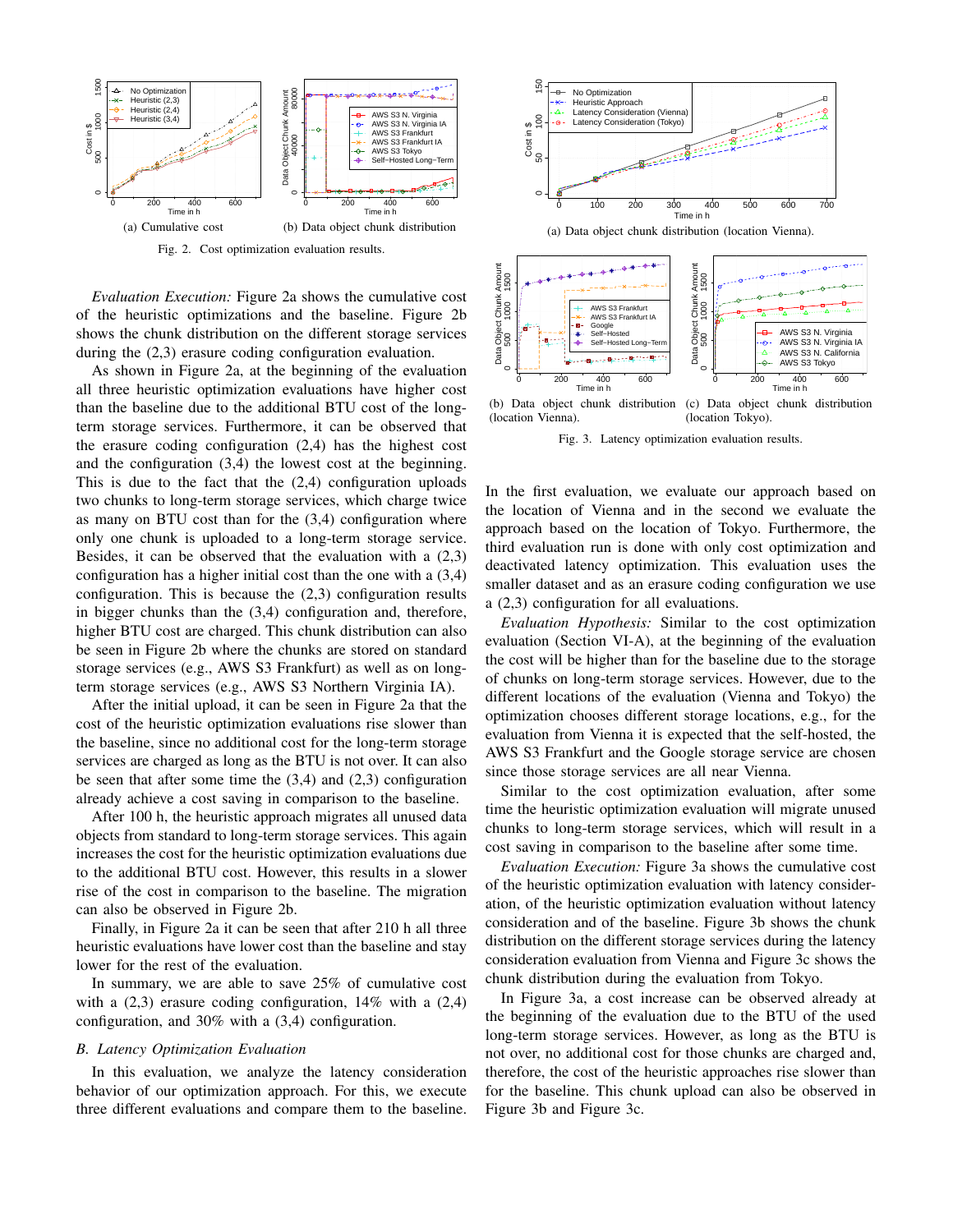(a) Cumulative cost

(b) Data object chunk distribution

Fig. 2. Cost optimization evaluation results.

*Evaluation Execution:* Figure 2a shows the cumulative cost of the heuristic optimizations and the baseline. Figure 2b shows the chunk distribution on the different storage services during the (2,3) erasure coding configuration evaluation.

As shown in Figure 2a, at the beginning of the evaluation all three heuristic optimization evaluations have higher cost than the baseline due to the additional BTU cost of the long-term storage services. Furthermore, it can be observed that the erasure coding configuration (2,4) has the highest cost and the configuration (3,4) the lowest cost at the beginning. This is due to the fact that the (2,4) configuration uploads two chunks to long-term storage services, which charge twice as many on BTU cost than for the (3,4) configuration where only one chunk is uploaded to a long-term storage service. Besides, it can be observed that the evaluation with a (2,3) configuration has a higher initial cost than the one with a (3,4) configuration. This is because the (2,3) configuration results in bigger chunks than the (3,4) configuration and, therefore, higher BTU cost are charged. This chunk distribution can also be seen in Figure 2b where the chunks are stored on standard storage services (e.g., AWS S3 Frankfurt) as well as on long-term storage services (e.g., AWS S3 Northern Virginia IA).

After the initial upload, it can be seen in Figure 2a that the cost of the heuristic optimization evaluations rise slower than the baseline, since no additional cost for the long-term storage services are charged as long as the BTU is not over. It can also be seen that after some time the (3,4) and (2,3) configuration already achieve a cost saving in comparison to the baseline.

After 100 h, the heuristic approach migrates all unused data objects from standard to long-term storage services. This again increases the cost for the heuristic optimization evaluations due to the additional BTU cost. However, this results in a slower rise of the cost in comparison to the baseline. The migration can also be observed in Figure 2b.

Finally, in Figure 2a it can be seen that after 210 h all three heuristic evaluations have lower cost than the baseline and stay lower for the rest of the evaluation.

In summary, we are able to save 25% of cumulative cost with a (2,3) erasure coding configuration, 14% with a (2,4) configuration, and 30% with a (3,4) configuration.

### *B. Latency Optimization Evaluation*

In this evaluation, we analyze the latency consideration behavior of our optimization approach. For this, we execute three different evaluations and compare them to the baseline.

(a) Data object chunk distribution (location Vienna).

(b) Data object chunk distribution (location Vienna).

(c) Data object chunk distribution (location Tokyo).

Fig. 3. Latency optimization evaluation results.

In the first evaluation, we evaluate our approach based on the location of Vienna and in the second we evaluate the approach based on the location of Tokyo. Furthermore, the third evaluation run is done with only cost optimization and deactivated latency optimization. This evaluation uses the smaller dataset and as an erasure coding configuration we use a (2,3) configuration for all evaluations.

*Evaluation Hypothesis:* Similar to the cost optimization evaluation (Section VI-A), at the beginning of the evaluation the cost will be higher than for the baseline due to the storage of chunks on long-term storage services. However, due to the different locations of the evaluation (Vienna and Tokyo) the optimization chooses different storage locations, e.g., for the evaluation from Vienna it is expected that the self-hosted, the AWS S3 Frankfurt and the Google storage service are chosen since those storage services are all near Vienna.

Similar to the cost optimization evaluation, after some time the heuristic optimization evaluation will migrate unused chunks to long-term storage services, which will result in a cost saving in comparison to the baseline after some time.

*Evaluation Execution:* Figure 3a shows the cumulative cost of the heuristic optimization evaluation with latency consideration, of the heuristic optimization evaluation without latency consideration and of the baseline. Figure 3b shows the chunk distribution on the different storage services during the latency consideration evaluation from Vienna and Figure 3c shows the chunk distribution during the evaluation from Tokyo.

In Figure 3a, a cost increase can be observed already at the beginning of the evaluation due to the BTU of the used long-term storage services. However, as long as the BTU is not over, no additional cost for those chunks are charged and, therefore, the cost of the heuristic approaches rise slower than for the baseline. This chunk upload can also be observed in Figure 3b and Figure 3c.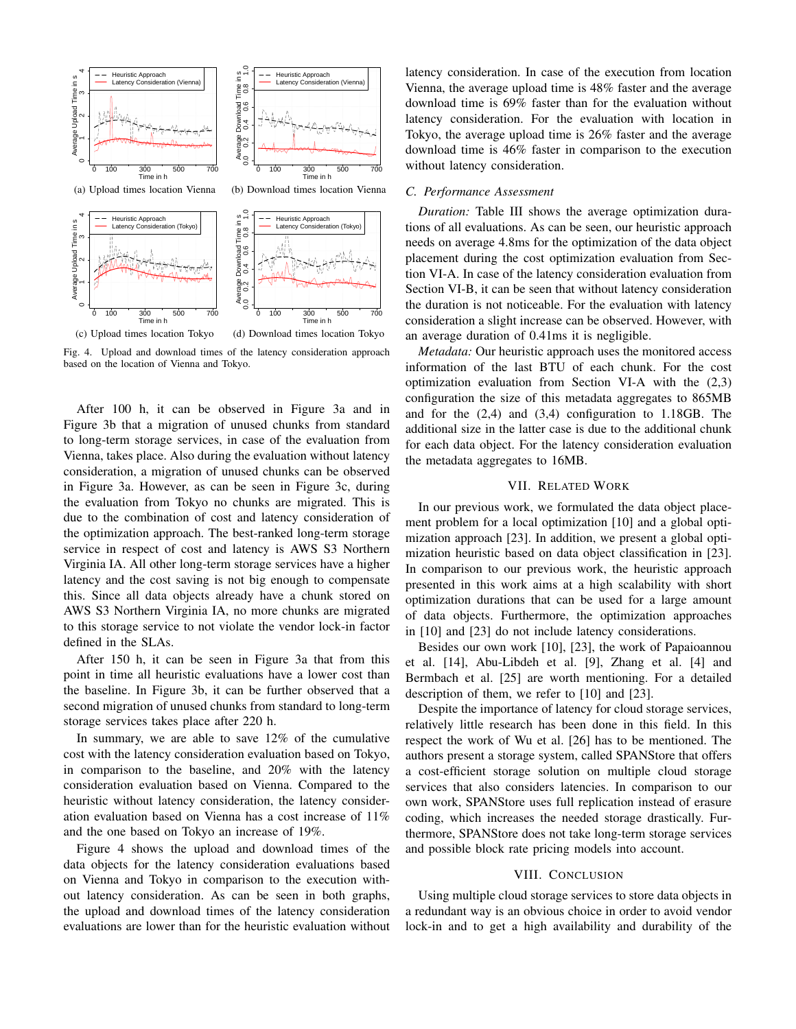(a) Upload times location Vienna

(b) Download times location Vienna

(c) Upload times location Tokyo

(d) Download times location Tokyo

Fig. 4. Upload and download times of the latency consideration approach based on the location of Vienna and Tokyo.

After 100 h, it can be observed in Figure 3a and in Figure 3b that a migration of unused chunks from standard to long-term storage services, in case of the evaluation from Vienna, takes place. Also during the evaluation without latency consideration, a migration of unused chunks can be observed in Figure 3a. However, as can be seen in Figure 3c, during the evaluation from Tokyo no chunks are migrated. This is due to the combination of cost and latency consideration of the optimization approach. The best-ranked long-term storage service in respect of cost and latency is AWS S3 Northern Virginia IA. All other long-term storage services have a higher latency and the cost saving is not big enough to compensate this. Since all data objects already have a chunk stored on AWS S3 Northern Virginia IA, no more chunks are migrated to this storage service to not violate the vendor lock-in factor defined in the SLAs.

After 150 h, it can be seen in Figure 3a that from this point in time all heuristic evaluations have a lower cost than the baseline. In Figure 3b, it can be further observed that a second migration of unused chunks from standard to long-term storage services takes place after 220 h.

In summary, we are able to save 12% of the cumulative cost with the latency consideration evaluation based on Tokyo, in comparison to the baseline, and 20% with the latency consideration evaluation based on Vienna. Compared to the heuristic without latency consideration, the latency consideration evaluation based on Vienna has a cost increase of 11% and the one based on Tokyo an increase of 19%.

Figure 4 shows the upload and download times of the data objects for the latency consideration evaluations based on Vienna and Tokyo in comparison to the execution without latency consideration. As can be seen in both graphs, the upload and download times of the latency consideration evaluations are lower than for the heuristic evaluation without latency consideration. In case of the execution from location Vienna, the average upload time is 48% faster and the average download time is 69% faster than for the evaluation without latency consideration. For the evaluation with location in Tokyo, the average upload time is 26% faster and the average download time is 46% faster in comparison to the execution without latency consideration.

### C. Performance Assessment

*Duration:* Table III shows the average optimization durations of all evaluations. As can be seen, our heuristic approach needs on average 4.8ms for the optimization of the data object placement during the cost optimization evaluation from Section VI-A. In case of the latency consideration evaluation from Section VI-B, it can be seen that without latency consideration the duration is not noticeable. For the evaluation with latency consideration a slight increase can be observed. However, with an average duration of 0.41ms it is negligible.

*Metadata:* Our heuristic approach uses the monitored access information of the last BTU of each chunk. For the cost optimization evaluation from Section VI-A with the (2,3) configuration the size of this metadata aggregates to 865MB and for the (2,4) and (3,4) configuration to 1.18GB. The additional size in the latter case is due to the additional chunk for each data object. For the latency consideration evaluation the metadata aggregates to 16MB.

## VII. Related Work

In our previous work, we formulated the data object placement problem for a local optimization [10] and a global optimization approach [23]. In addition, we present a global optimization heuristic based on data object classification in [23]. In comparison to our previous work, the heuristic approach presented in this work aims at a high scalability with short optimization durations that can be used for a large amount of data objects. Furthermore, the optimization approaches in [10] and [23] do not include latency considerations.

Besides our own work [10], [23], the work of Papaioannou et al. [14], Abu-Libdeh et al. [9], Zhang et al. [4] and Bermbach et al. [25] are worth mentioning. For a detailed description of them, we refer to [10] and [23].

Despite the importance of latency for cloud storage services, relatively little research has been done in this field. In this respect the work of Wu et al. [26] has to be mentioned. The authors present a storage system, called SPANStore that offers a cost-efficient storage solution on multiple cloud storage services that also considers latencies. In comparison to our own work, SPANStore uses full replication instead of erasure coding, which increases the needed storage drastically. Furthermore, SPANStore does not take long-term storage services and possible block rate pricing models into account.

## VIII. Conclusion

Using multiple cloud storage services to store data objects in a redundant way is an obvious choice in order to avoid vendor lock-in and to get a high availability and durability of the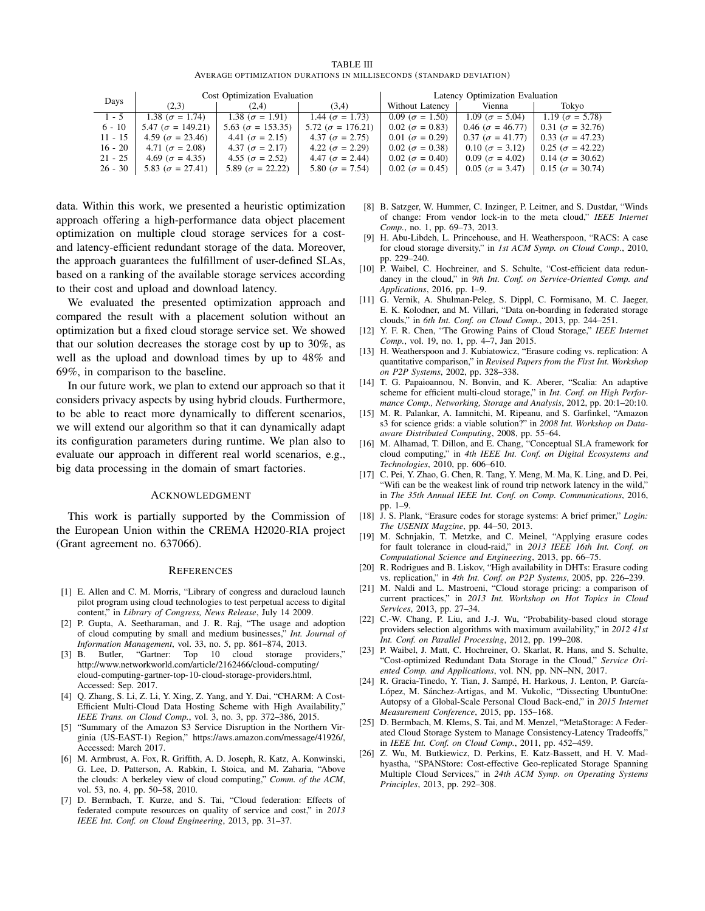TABLE III
AVERAGE OPTIMIZATION DURATIONS IN MILLISECONDS (STANDARD DEVIATION)

| Days | Cost Optimization Evaluation | | | Latency Optimization Evaluation | | |
|---|---|---|---|---|---|---|
| | (2,3) | (2,4) | (3,4) | Without Latency | Vienna | Tokyo |
| 1 - 5 | 1.38 ($\sigma$ = 1.74) | 1.38 ($\sigma$ = 1.91) | 1.44 ($\sigma$ = 1.73) | 0.09 ($\sigma$ = 1.50) | 1.09 ($\sigma$ = 5.04) | 1.19 ($\sigma$ = 5.78) |
| 6 - 10 | 5.47 ($\sigma$ = 149.21) | 5.63 ($\sigma$ = 153.35) | 5.72 ($\sigma$ = 176.21) | 0.02 ($\sigma$ = 0.83) | 0.46 ($\sigma$ = 46.77) | 0.31 ($\sigma$ = 32.76) |
| 11 - 15 | 4.59 ($\sigma$ = 23.46) | 4.41 ($\sigma$ = 2.15) | 4.37 ($\sigma$ = 2.75) | 0.01 ($\sigma$ = 0.29) | 0.37 ($\sigma$ = 41.77) | 0.33 ($\sigma$ = 47.23) |
| 16 - 20 | 4.71 ($\sigma$ = 2.08) | 4.37 ($\sigma$ = 2.17) | 4.22 ($\sigma$ = 2.29) | 0.02 ($\sigma$ = 0.38) | 0.10 ($\sigma$ = 3.12) | 0.25 ($\sigma$ = 42.22) |
| 21 - 25 | 4.69 ($\sigma$ = 4.35) | 4.55 ($\sigma$ = 2.52) | 4.47 ($\sigma$ = 2.44) | 0.02 ($\sigma$ = 0.40) | 0.09 ($\sigma$ = 4.02) | 0.14 ($\sigma$ = 30.62) |
| 26 - 30 | 5.83 ($\sigma$ = 27.41) | 5.89 ($\sigma$ = 22.22) | 5.80 ($\sigma$ = 7.54) | 0.02 ($\sigma$ = 0.45) | 0.05 ($\sigma$ = 3.47) | 0.15 ($\sigma$ = 30.74) |

data. Within this work, we presented a heuristic optimization approach offering a high-performance data object placement optimization on multiple cloud storage services for a cost- and latency-efficient redundant storage of the data. Moreover, the approach guarantees the fulfillment of user-defined SLAs, based on a ranking of the available storage services according to their cost and upload and download latency.

We evaluated the presented optimization approach and compared the result with a placement solution without an optimization but a fixed cloud storage service set. We showed that our solution decreases the storage cost by up to 30%, as well as the upload and download times by up to 48% and 69%, in comparison to the baseline.

In our future work, we plan to extend our approach so that it considers privacy aspects by using hybrid clouds. Furthermore, to be able to react more dynamically to different scenarios, we will extend our algorithm so that it can dynamically adapt its configuration parameters during runtime. We plan also to evaluate our approach in different real world scenarios, e.g., big data processing in the domain of smart factories.

## ACKNOWLEDGMENT

This work is partially supported by the Commission of the European Union within the CREMA H2020-RIA project (Grant agreement no. 637066).

## REFERENCES

[1] E. Allen and C. M. Morris, "Library of congress and duracloud launch pilot program using cloud technologies to test perpetual access to digital content," in *Library of Congress, News Release*, July 14 2009.

[2] P. Gupta, A. Seetharaman, and J. R. Raj, "The usage and adoption of cloud computing by small and medium businesses," *Int. Journal of Information Management*, vol. 33, no. 5, pp. 861–874, 2013.

[3] B. Butler, "Gartner: Top 10 cloud storage providers," http://www.networkworld.com/article/2162466/cloud-computing/cloud-computing-gartner-top-10-cloud-storage-providers.html, Accessed: Sep. 2017.

[4] Q. Zhang, S. Li, Z. Li, Y. Xing, Z. Yang, and Y. Dai, "CHARM: A Cost-Efficient Multi-Cloud Data Hosting Scheme with High Availability," *IEEE Trans. on Cloud Comp.*, vol. 3, no. 3, pp. 372–386, 2015.

[5] "Summary of the Amazon S3 Service Disruption in the Northern Virginia (US-EAST-1) Region," https://aws.amazon.com/message/41926/, Accessed: March 2017.

[6] M. Armbrust, A. Fox, R. Griffith, A. D. Joseph, R. Katz, A. Konwinski, G. Lee, D. Patterson, A. Rabkin, I. Stoica, and M. Zaharia, "Above the clouds: A berkeley view of cloud computing," *Comm. of the ACM*, vol. 53, no. 4, pp. 50–58, 2010.

[7] D. Bermbach, T. Kurze, and S. Tai, "Cloud federation: Effects of federated compute resources on quality of service and cost," in *2013 IEEE Int. Conf. on Cloud Engineering*, 2013, pp. 31–37.

[8] B. Satzger, W. Hummer, C. Inzinger, P. Leitner, and S. Dustdar, "Winds of change: From vendor lock-in to the meta cloud," *IEEE Internet Comp.*, no. 1, pp. 69–73, 2013.

[9] H. Abu-Libdeh, L. Princehouse, and H. Weatherspoon, "RACS: A case for cloud storage diversity," in *1st ACM Symp. on Cloud Comp.*, 2010, pp. 229–240.

[10] P. Waibel, C. Hochreiner, and S. Schulte, "Cost-efficient data redundancy in the cloud," in *9th Int. Conf. on Service-Oriented Comp. and Applications*, 2016, pp. 1–9.

[11] G. Vernik, A. Shulman-Peleg, S. Dippl, C. Formisano, M. C. Jaeger, E. K. Kolodner, and M. Villari, "Data on-boarding in federated storage clouds," in *6th Int. Conf. on Cloud Comp.*, 2013, pp. 244–251.

[12] Y. F. R. Chen, "The Growing Pains of Cloud Storage," *IEEE Internet Comp.*, vol. 19, no. 1, pp. 4–7, Jan 2015.

[13] H. Weatherspoon and J. Kubiatowicz, "Erasure coding vs. replication: A quantitative comparison," in *Revised Papers from the First Int. Workshop on P2P Systems*, 2002, pp. 328–338.

[14] T. G. Papaioannou, N. Bonvin, and K. Aberer, "Scalia: An adaptive scheme for efficient multi-cloud storage," in *Int. Conf. on High Performance Comp., Networking, Storage and Analysis*, 2012, pp. 20:1–20:10.

[15] M. R. Palankar, A. Iamnitchi, M. Ripeanu, and S. Garfinkel, "Amazon s3 for science grids: a viable solution?" in *2008 Int. Workshop on Data-aware Distributed Computing*, 2008, pp. 55–64.

[16] M. Alhamad, T. Dillon, and E. Chang, "Conceptual SLA framework for cloud computing," in *4th IEEE Int. Conf. on Digital Ecosystems and Technologies*, 2010, pp. 606–610.

[17] C. Pei, Y. Zhao, G. Chen, R. Tang, Y. Meng, M. Ma, K. Ling, and D. Pei, "Wifi can be the weakest link of round trip network latency in the wild," in *The 35th Annual IEEE Int. Conf. on Comp. Communications*, 2016, pp. 1–9.

[18] J. S. Plank, "Erasure codes for storage systems: A brief primer," *Login: The USENIX Magzine*, pp. 44–50, 2013.

[19] M. Schnjakin, T. Metzke, and C. Meinel, "Applying erasure codes for fault tolerance in cloud-raid," in *2013 IEEE 16th Int. Conf. on Computational Science and Engineering*, 2013, pp. 66–75.

[20] R. Rodrigues and B. Liskov, "High availability in DHTs: Erasure coding vs. replication," in *4th Int. Conf. on P2P Systems*, 2005, pp. 226–239.

[21] M. Naldi and L. Mastroeni, "Cloud storage pricing: a comparison of current practices," in *2013 Int. Workshop on Hot Topics in Cloud Services*, 2013, pp. 27–34.

[22] C.-W. Chang, P. Liu, and J.-J. Wu, "Probability-based cloud storage providers selection algorithms with maximum availability," in *2012 41st Int. Conf. on Parallel Processing*, 2012, pp. 199–208.

[23] P. Waibel, J. Matt, C. Hochreiner, O. Skarlat, R. Hans, and S. Schulte, "Cost-optimized Redundant Data Storage in the Cloud," *Service Oriented Comp. and Applications*, vol. NN, pp. NN–NN, 2017.

[24] R. Gracia-Tinedo, Y. Tian, J. Sampé, H. Harkous, J. Lenton, P. García-López, M. Sánchez-Artigas, and M. Vukolic, "Dissecting UbuntuOne: Autopsy of a Global-Scale Personal Cloud Back-end," in *2015 Internet Measurement Conference*, 2015, pp. 155–168.

[25] D. Bermbach, M. Klems, S. Tai, and M. Menzel, "MetaStorage: A Federated Cloud Storage System to Manage Consistency-Latency Tradeoffs," in *IEEE Int. Conf. on Cloud Comp.*, 2011, pp. 452–459.

[26] Z. Wu, M. Butkiewicz, D. Perkins, E. Katz-Bassett, and H. V. Madhyastha, "SPANStore: Cost-effective Geo-replicated Storage Spanning Multiple Cloud Services," in *24th ACM Symp. on Operating Systems Principles*, 2013, pp. 292–308.